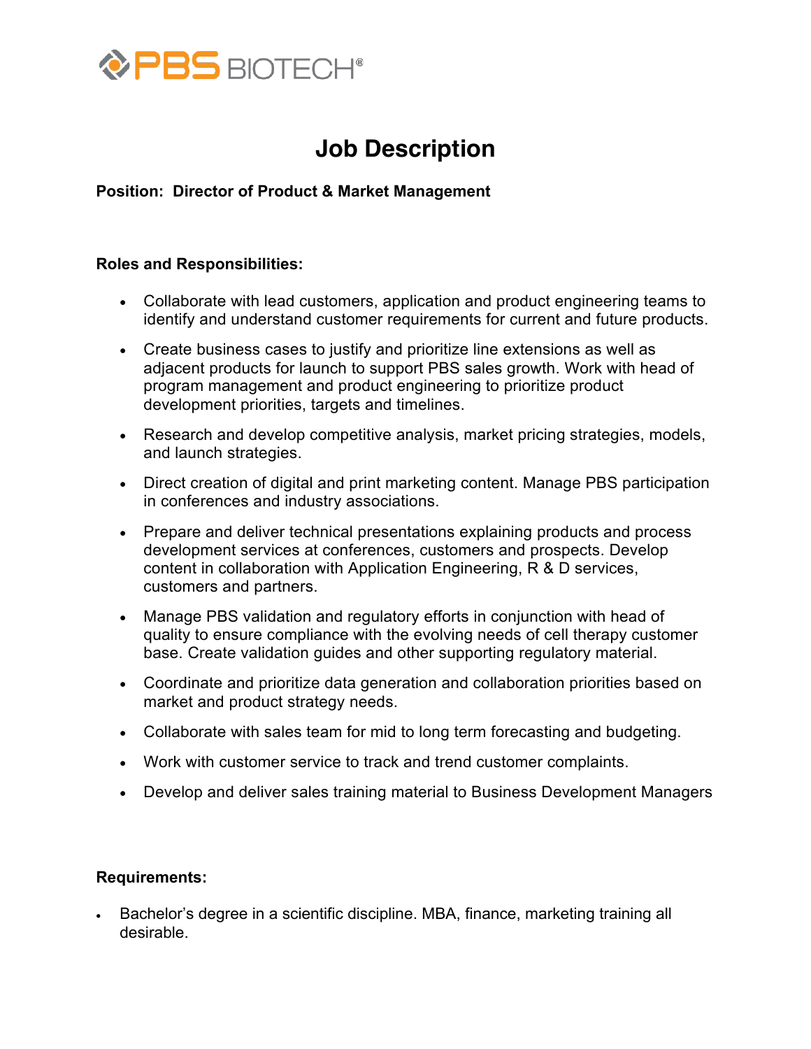PBS BIOTECH®

# Job Description

**Position: Director of Product & Market Management**

**Roles and Responsibilities:**

- Collaborate with lead customers, application and product engineering teams to identify and understand customer requirements for current and future products.
- Create business cases to justify and prioritize line extensions as well as adjacent products for launch to support PBS sales growth. Work with head of program management and product engineering to prioritize product development priorities, targets and timelines.
- Research and develop competitive analysis, market pricing strategies, models, and launch strategies.
- Direct creation of digital and print marketing content. Manage PBS participation in conferences and industry associations.
- Prepare and deliver technical presentations explaining products and process development services at conferences, customers and prospects. Develop content in collaboration with Application Engineering, R & D services, customers and partners.
- Manage PBS validation and regulatory efforts in conjunction with head of quality to ensure compliance with the evolving needs of cell therapy customer base. Create validation guides and other supporting regulatory material.
- Coordinate and prioritize data generation and collaboration priorities based on market and product strategy needs.
- Collaborate with sales team for mid to long term forecasting and budgeting.
- Work with customer service to track and trend customer complaints.
- Develop and deliver sales training material to Business Development Managers

**Requirements:**

- Bachelor's degree in a scientific discipline. MBA, finance, marketing training all desirable.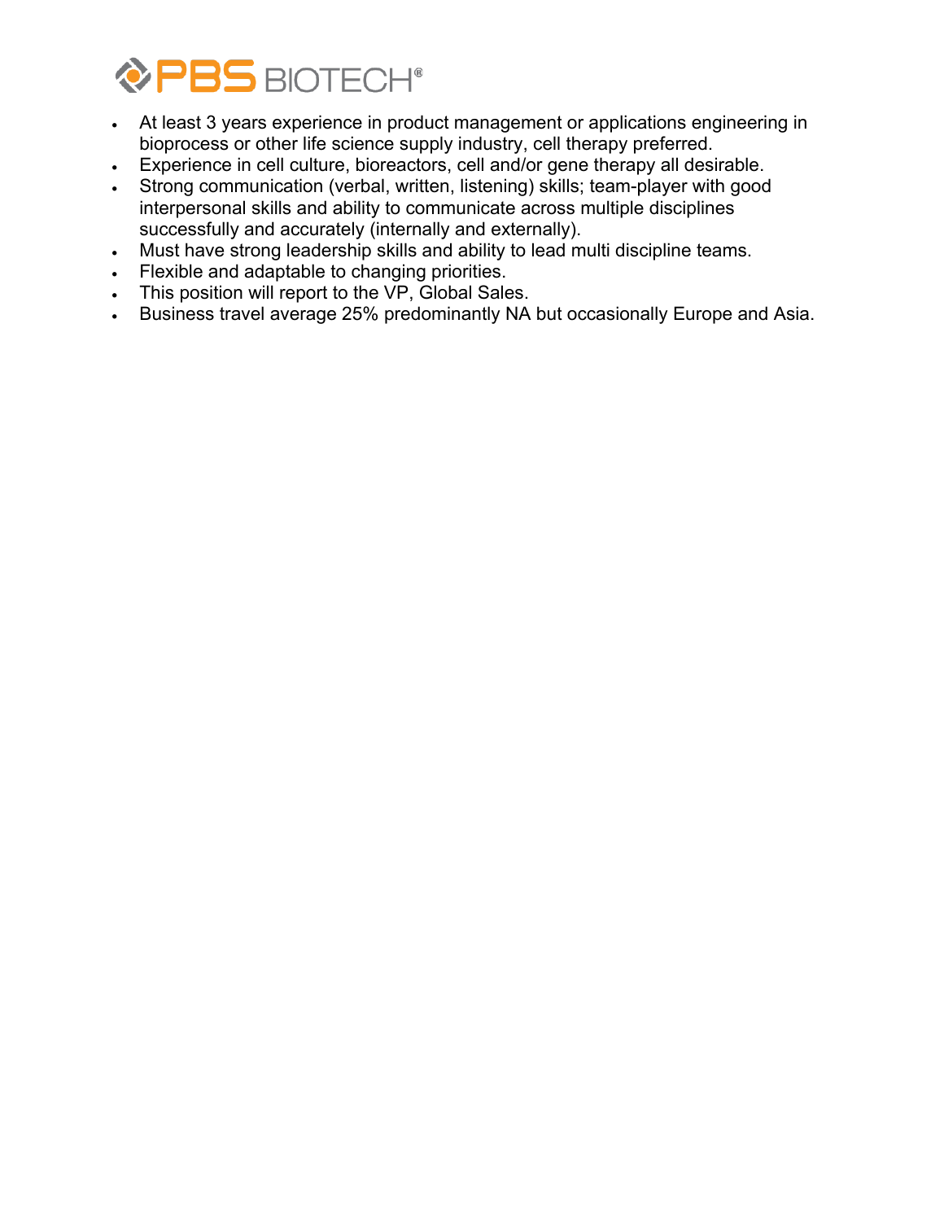- At least 3 years experience in product management or applications engineering in bioprocess or other life science supply industry, cell therapy preferred.
- Experience in cell culture, bioreactors, cell and/or gene therapy all desirable.
- Strong communication (verbal, written, listening) skills; team-player with good interpersonal skills and ability to communicate across multiple disciplines successfully and accurately (internally and externally).
- Must have strong leadership skills and ability to lead multi discipline teams.
- Flexible and adaptable to changing priorities.
- This position will report to the VP, Global Sales.
- Business travel average 25% predominantly NA but occasionally Europe and Asia.